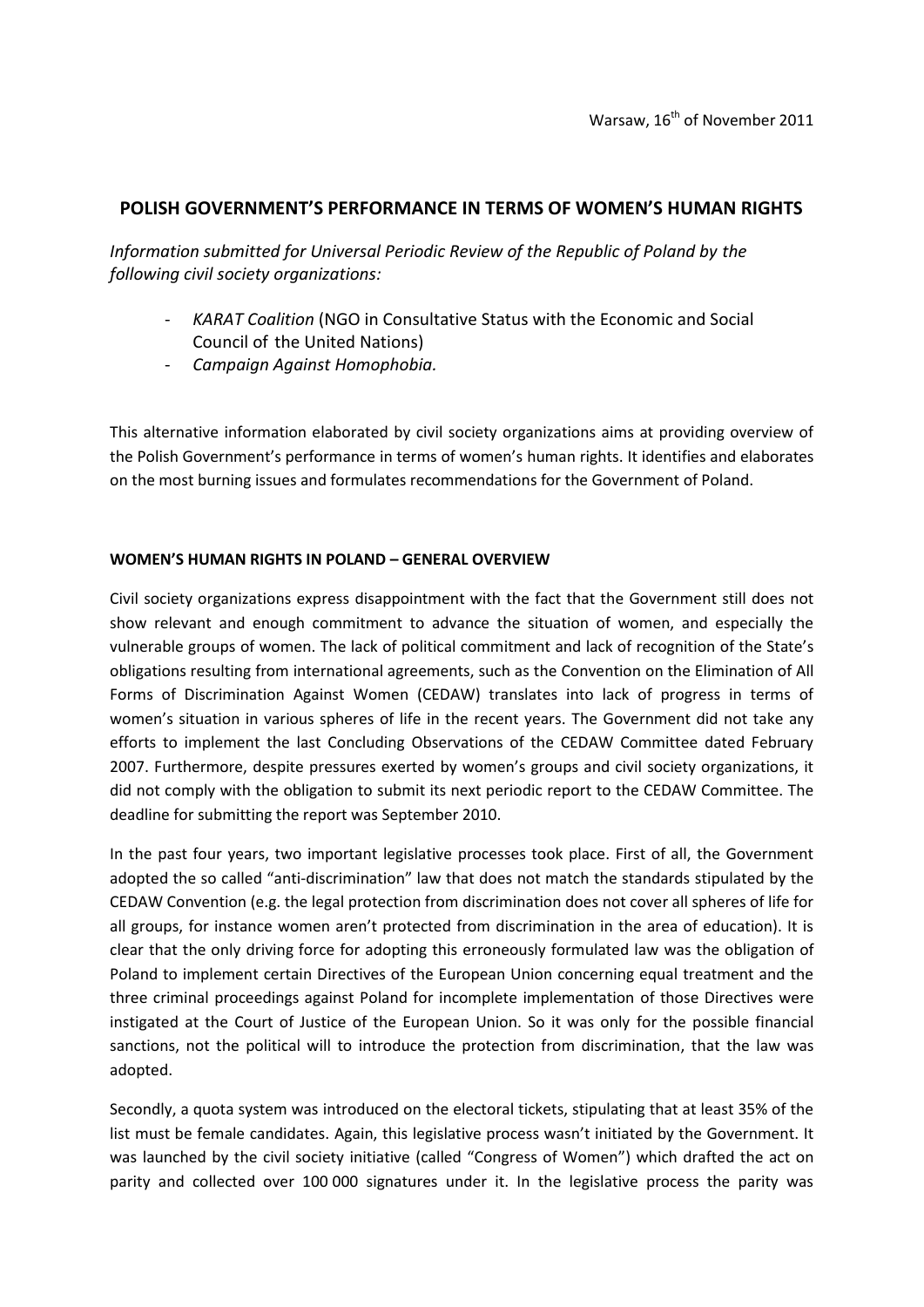Warsaw, 16th of November 2011

# POLISH GOVERNMENT'S PERFORMANCE IN TERMS OF WOMEN'S HUMAN RIGHTS

*Information submitted for Universal Periodic Review of the Republic of Poland by the following civil society organizations:*

- *KARAT Coalition* (NGO in Consultative Status with the Economic and Social Council of the United Nations)
- *Campaign Against Homophobia.*

This alternative information elaborated by civil society organizations aims at providing overview of the Polish Government's performance in terms of women's human rights. It identifies and elaborates on the most burning issues and formulates recommendations for the Government of Poland.

## WOMEN'S HUMAN RIGHTS IN POLAND – GENERAL OVERVIEW

Civil society organizations express disappointment with the fact that the Government still does not show relevant and enough commitment to advance the situation of women, and especially the vulnerable groups of women. The lack of political commitment and lack of recognition of the State's obligations resulting from international agreements, such as the Convention on the Elimination of All Forms of Discrimination Against Women (CEDAW) translates into lack of progress in terms of women's situation in various spheres of life in the recent years. The Government did not take any efforts to implement the last Concluding Observations of the CEDAW Committee dated February 2007. Furthermore, despite pressures exerted by women's groups and civil society organizations, it did not comply with the obligation to submit its next periodic report to the CEDAW Committee. The deadline for submitting the report was September 2010.

In the past four years, two important legislative processes took place. First of all, the Government adopted the so called "anti-discrimination" law that does not match the standards stipulated by the CEDAW Convention (e.g. the legal protection from discrimination does not cover all spheres of life for all groups, for instance women aren't protected from discrimination in the area of education). It is clear that the only driving force for adopting this erroneously formulated law was the obligation of Poland to implement certain Directives of the European Union concerning equal treatment and the three criminal proceedings against Poland for incomplete implementation of those Directives were instigated at the Court of Justice of the European Union. So it was only for the possible financial sanctions, not the political will to introduce the protection from discrimination, that the law was adopted.

Secondly, a quota system was introduced on the electoral tickets, stipulating that at least 35% of the list must be female candidates. Again, this legislative process wasn't initiated by the Government. It was launched by the civil society initiative (called "Congress of Women") which drafted the act on parity and collected over 100 000 signatures under it. In the legislative process the parity was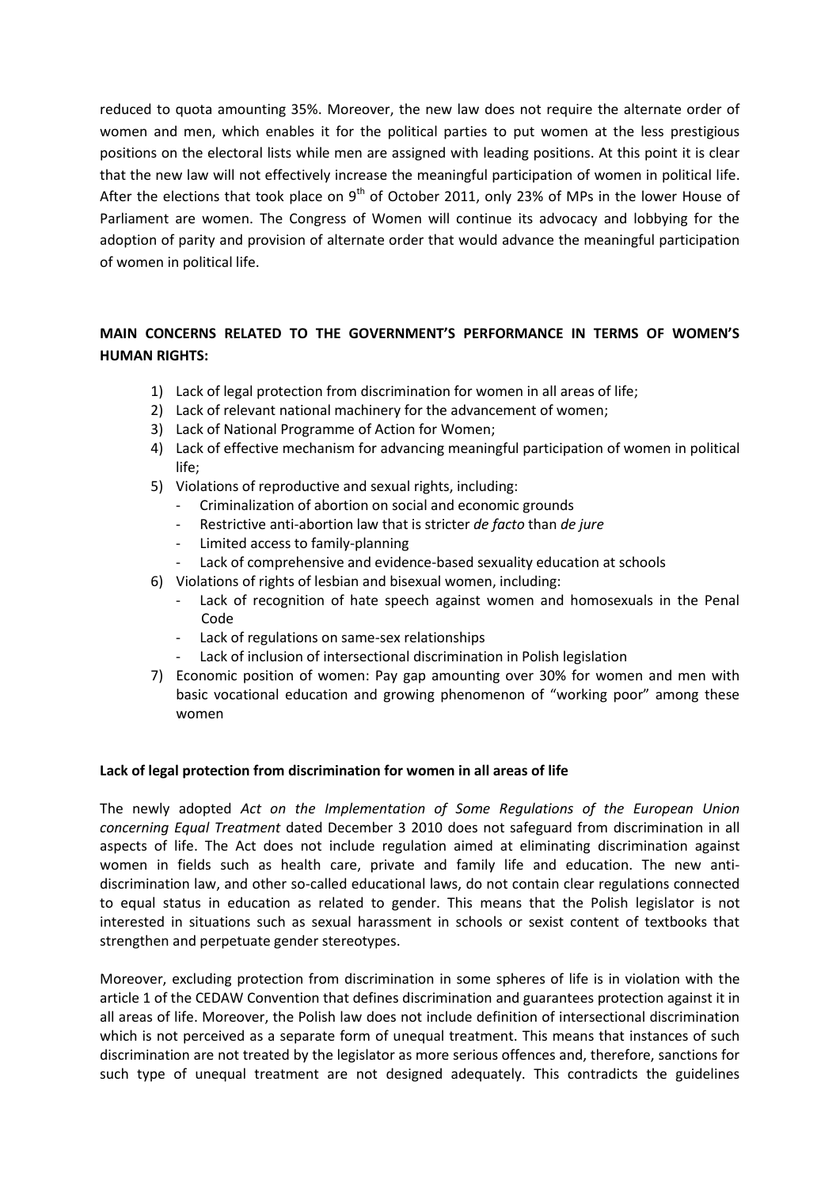reduced to quota amounting 35%. Moreover, the new law does not require the alternate order of women and men, which enables it for the political parties to put women at the less prestigious positions on the electoral lists while men are assigned with leading positions. At this point it is clear that the new law will not effectively increase the meaningful participation of women in political life. After the elections that took place on 9th of October 2011, only 23% of MPs in the lower House of Parliament are women. The Congress of Women will continue its advocacy and lobbying for the adoption of parity and provision of alternate order that would advance the meaningful participation of women in political life.

**MAIN CONCERNS RELATED TO THE GOVERNMENT'S PERFORMANCE IN TERMS OF WOMEN'S HUMAN RIGHTS:**

1) Lack of legal protection from discrimination for women in all areas of life;
2) Lack of relevant national machinery for the advancement of women;
3) Lack of National Programme of Action for Women;
4) Lack of effective mechanism for advancing meaningful participation of women in political life;
5) Violations of reproductive and sexual rights, including:
   - Criminalization of abortion on social and economic grounds
   - Restrictive anti-abortion law that is stricter *de facto* than *de jure*
   - Limited access to family-planning
   - Lack of comprehensive and evidence-based sexuality education at schools
6) Violations of rights of lesbian and bisexual women, including:
   - Lack of recognition of hate speech against women and homosexuals in the Penal Code
   - Lack of regulations on same-sex relationships
   - Lack of inclusion of intersectional discrimination in Polish legislation
7) Economic position of women: Pay gap amounting over 30% for women and men with basic vocational education and growing phenomenon of "working poor" among these women

**Lack of legal protection from discrimination for women in all areas of life**

The newly adopted *Act on the Implementation of Some Regulations of the European Union concerning Equal Treatment* dated December 3 2010 does not safeguard from discrimination in all aspects of life. The Act does not include regulation aimed at eliminating discrimination against women in fields such as health care, private and family life and education. The new anti-discrimination law, and other so-called educational laws, do not contain clear regulations connected to equal status in education as related to gender. This means that the Polish legislator is not interested in situations such as sexual harassment in schools or sexist content of textbooks that strengthen and perpetuate gender stereotypes.

Moreover, excluding protection from discrimination in some spheres of life is in violation with the article 1 of the CEDAW Convention that defines discrimination and guarantees protection against it in all areas of life. Moreover, the Polish law does not include definition of intersectional discrimination which is not perceived as a separate form of unequal treatment. This means that instances of such discrimination are not treated by the legislator as more serious offences and, therefore, sanctions for such type of unequal treatment are not designed adequately. This contradicts the guidelines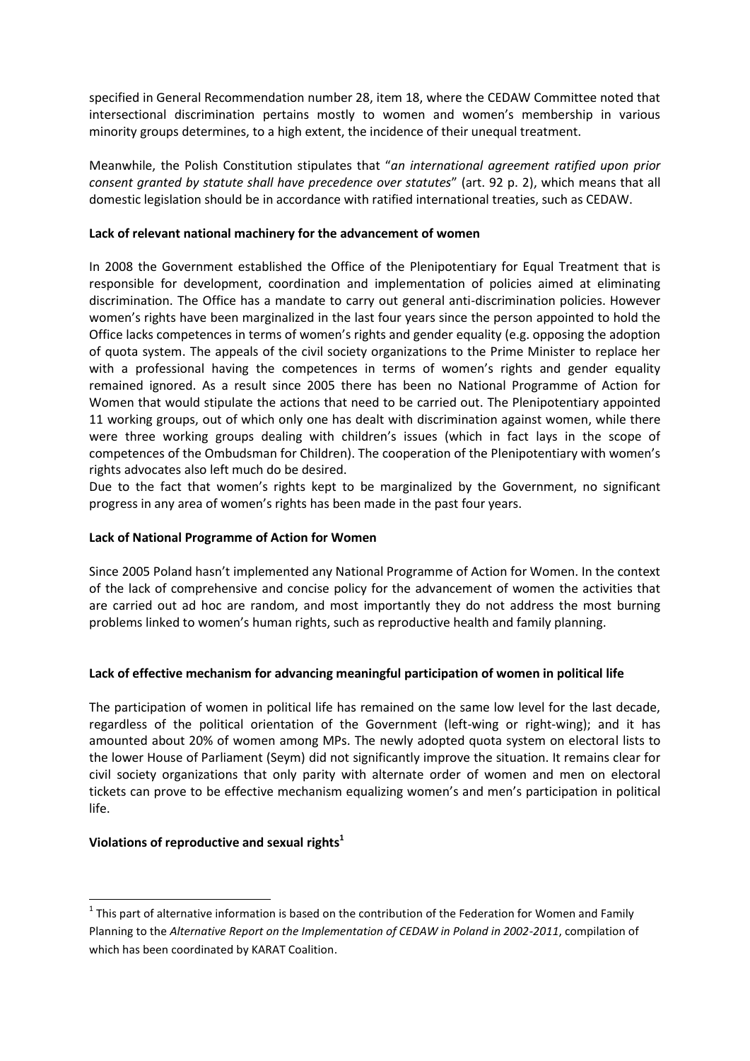specified in General Recommendation number 28, item 18, where the CEDAW Committee noted that intersectional discrimination pertains mostly to women and women's membership in various minority groups determines, to a high extent, the incidence of their unequal treatment.

Meanwhile, the Polish Constitution stipulates that "*an international agreement ratified upon prior consent granted by statute shall have precedence over statutes*" (art. 92 p. 2), which means that all domestic legislation should be in accordance with ratified international treaties, such as CEDAW.

**Lack of relevant national machinery for the advancement of women**

In 2008 the Government established the Office of the Plenipotentiary for Equal Treatment that is responsible for development, coordination and implementation of policies aimed at eliminating discrimination. The Office has a mandate to carry out general anti-discrimination policies. However women's rights have been marginalized in the last four years since the person appointed to hold the Office lacks competences in terms of women's rights and gender equality (e.g. opposing the adoption of quota system. The appeals of the civil society organizations to the Prime Minister to replace her with a professional having the competences in terms of women's rights and gender equality remained ignored. As a result since 2005 there has been no National Programme of Action for Women that would stipulate the actions that need to be carried out. The Plenipotentiary appointed 11 working groups, out of which only one has dealt with discrimination against women, while there were three working groups dealing with children's issues (which in fact lays in the scope of competences of the Ombudsman for Children). The cooperation of the Plenipotentiary with women's rights advocates also left much do be desired.
Due to the fact that women's rights kept to be marginalized by the Government, no significant progress in any area of women's rights has been made in the past four years.

**Lack of National Programme of Action for Women**

Since 2005 Poland hasn't implemented any National Programme of Action for Women. In the context of the lack of comprehensive and concise policy for the advancement of women the activities that are carried out ad hoc are random, and most importantly they do not address the most burning problems linked to women's human rights, such as reproductive health and family planning.

**Lack of effective mechanism for advancing meaningful participation of women in political life**

The participation of women in political life has remained on the same low level for the last decade, regardless of the political orientation of the Government (left-wing or right-wing); and it has amounted about 20% of women among MPs. The newly adopted quota system on electoral lists to the lower House of Parliament (Seym) did not significantly improve the situation. It remains clear for civil society organizations that only parity with alternate order of women and men on electoral tickets can prove to be effective mechanism equalizing women's and men's participation in political life.

**Violations of reproductive and sexual rights[1]**

[1] This part of alternative information is based on the contribution of the Federation for Women and Family Planning to the *Alternative Report on the Implementation of CEDAW in Poland in 2002-2011*, compilation of which has been coordinated by KARAT Coalition.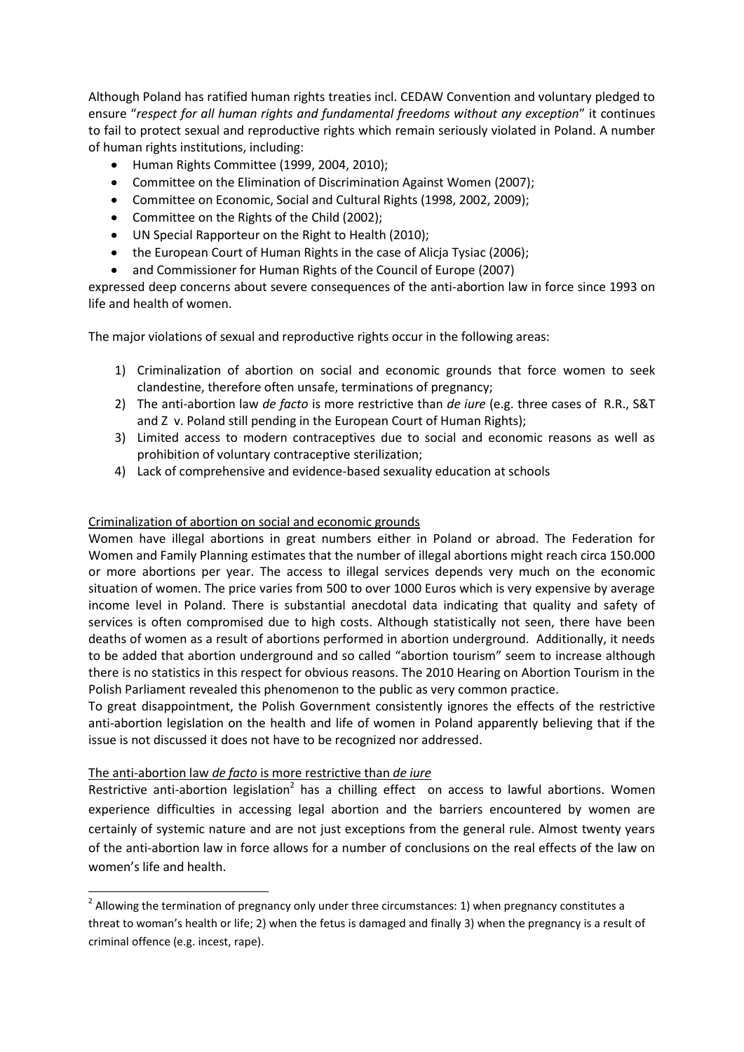Although Poland has ratified human rights treaties incl. CEDAW Convention and voluntary pledged to ensure "*respect for all human rights and fundamental freedoms without any exception*" it continues to fail to protect sexual and reproductive rights which remain seriously violated in Poland. A number of human rights institutions, including:

- Human Rights Committee (1999, 2004, 2010);
- Committee on the Elimination of Discrimination Against Women (2007);
- Committee on Economic, Social and Cultural Rights (1998, 2002, 2009);
- Committee on the Rights of the Child (2002);
- UN Special Rapporteur on the Right to Health (2010);
- the European Court of Human Rights in the case of Alicja Tysiac (2006);
- and Commissioner for Human Rights of the Council of Europe (2007)

expressed deep concerns about severe consequences of the anti-abortion law in force since 1993 on life and health of women.

The major violations of sexual and reproductive rights occur in the following areas:

1) Criminalization of abortion on social and economic grounds that force women to seek clandestine, therefore often unsafe, terminations of pregnancy;
2) The anti-abortion law *de facto* is more restrictive than *de iure* (e.g. three cases of R.R., S&T and Z v. Poland still pending in the European Court of Human Rights);
3) Limited access to modern contraceptives due to social and economic reasons as well as prohibition of voluntary contraceptive sterilization;
4) Lack of comprehensive and evidence-based sexuality education at schools

<u>Criminalization of abortion on social and economic grounds</u>

Women have illegal abortions in great numbers either in Poland or abroad. The Federation for Women and Family Planning estimates that the number of illegal abortions might reach circa 150.000 or more abortions per year. The access to illegal services depends very much on the economic situation of women. The price varies from 500 to over 1000 Euros which is very expensive by average income level in Poland. There is substantial anecdotal data indicating that quality and safety of services is often compromised due to high costs. Although statistically not seen, there have been deaths of women as a result of abortions performed in abortion underground. Additionally, it needs to be added that abortion underground and so called "abortion tourism" seem to increase although there is no statistics in this respect for obvious reasons. The 2010 Hearing on Abortion Tourism in the Polish Parliament revealed this phenomenon to the public as very common practice.

To great disappointment, the Polish Government consistently ignores the effects of the restrictive anti-abortion legislation on the health and life of women in Poland apparently believing that if the issue is not discussed it does not have to be recognized nor addressed.

<u>The anti-abortion law *de facto* is more restrictive than *de iure*</u>

Restrictive anti-abortion legislation[2] has a chilling effect on access to lawful abortions. Women experience difficulties in accessing legal abortion and the barriers encountered by women are certainly of systemic nature and are not just exceptions from the general rule. Almost twenty years of the anti-abortion law in force allows for a number of conclusions on the real effects of the law on women's life and health.

---

[2] Allowing the termination of pregnancy only under three circumstances: 1) when pregnancy constitutes a threat to woman's health or life; 2) when the fetus is damaged and finally 3) when the pregnancy is a result of criminal offence (e.g. incest, rape).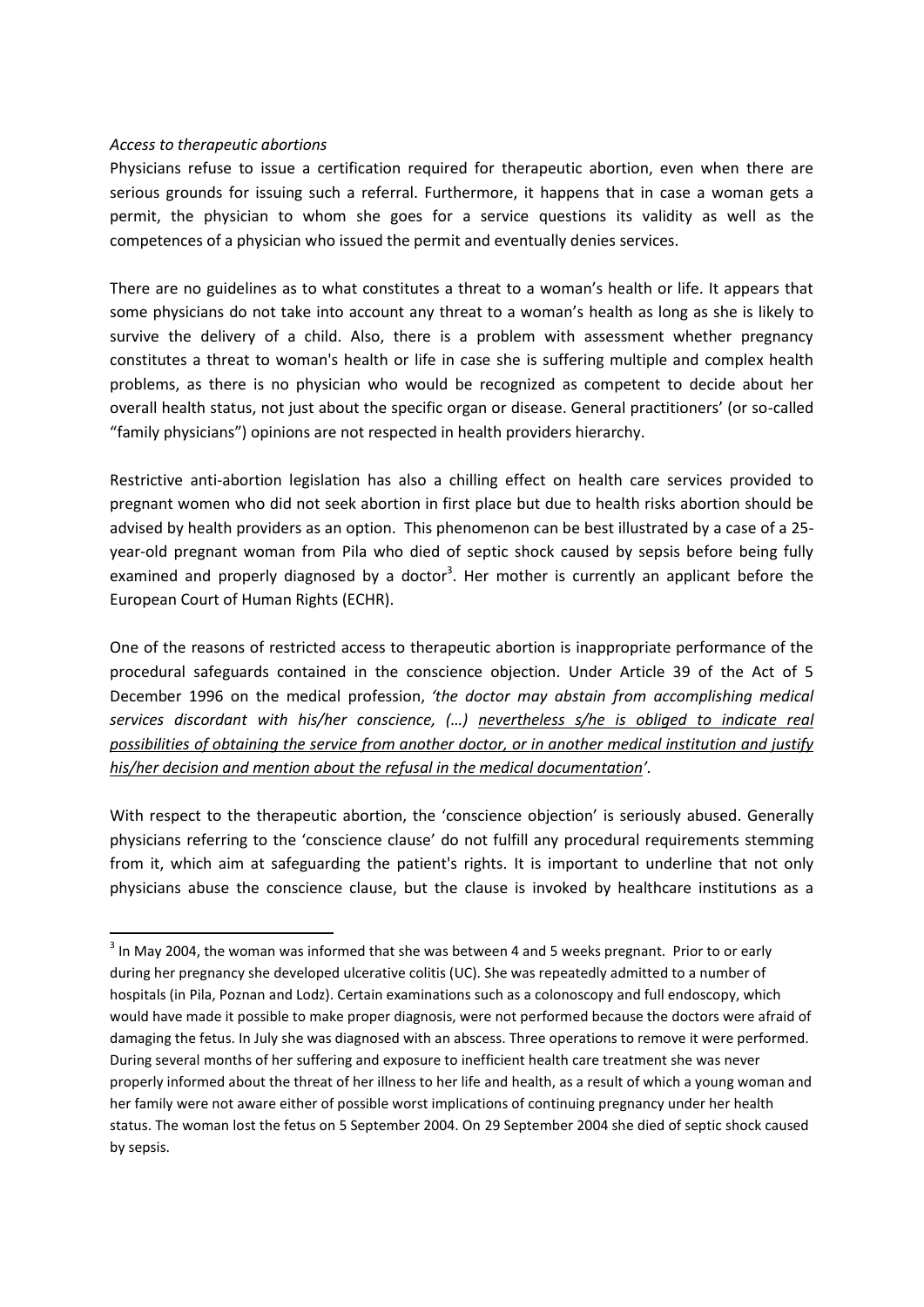*Access to therapeutic abortions*

Physicians refuse to issue a certification required for therapeutic abortion, even when there are serious grounds for issuing such a referral. Furthermore, it happens that in case a woman gets a permit, the physician to whom she goes for a service questions its validity as well as the competences of a physician who issued the permit and eventually denies services.

There are no guidelines as to what constitutes a threat to a woman's health or life. It appears that some physicians do not take into account any threat to a woman's health as long as she is likely to survive the delivery of a child. Also, there is a problem with assessment whether pregnancy constitutes a threat to woman's health or life in case she is suffering multiple and complex health problems, as there is no physician who would be recognized as competent to decide about her overall health status, not just about the specific organ or disease. General practitioners' (or so-called "family physicians") opinions are not respected in health providers hierarchy.

Restrictive anti-abortion legislation has also a chilling effect on health care services provided to pregnant women who did not seek abortion in first place but due to health risks abortion should be advised by health providers as an option. This phenomenon can be best illustrated by a case of a 25-year-old pregnant woman from Pila who died of septic shock caused by sepsis before being fully examined and properly diagnosed by a doctor[3]. Her mother is currently an applicant before the European Court of Human Rights (ECHR).

One of the reasons of restricted access to therapeutic abortion is inappropriate performance of the procedural safeguards contained in the conscience objection. Under Article 39 of the Act of 5 December 1996 on the medical profession, *'the doctor may abstain from accomplishing medical services discordant with his/her conscience, (…) <u>nevertheless s/he is obliged to indicate real possibilities of obtaining the service from another doctor, or in another medical institution and justify his/her decision and mention about the refusal in the medical documentation</u>'.*

With respect to the therapeutic abortion, the 'conscience objection' is seriously abused. Generally physicians referring to the 'conscience clause' do not fulfill any procedural requirements stemming from it, which aim at safeguarding the patient's rights. It is important to underline that not only physicians abuse the conscience clause, but the clause is invoked by healthcare institutions as a

---

[3] In May 2004, the woman was informed that she was between 4 and 5 weeks pregnant. Prior to or early during her pregnancy she developed ulcerative colitis (UC). She was repeatedly admitted to a number of hospitals (in Pila, Poznan and Lodz). Certain examinations such as a colonoscopy and full endoscopy, which would have made it possible to make proper diagnosis, were not performed because the doctors were afraid of damaging the fetus. In July she was diagnosed with an abscess. Three operations to remove it were performed. During several months of her suffering and exposure to inefficient health care treatment she was never properly informed about the threat of her illness to her life and health, as a result of which a young woman and her family were not aware either of possible worst implications of continuing pregnancy under her health status. The woman lost the fetus on 5 September 2004. On 29 September 2004 she died of septic shock caused by sepsis.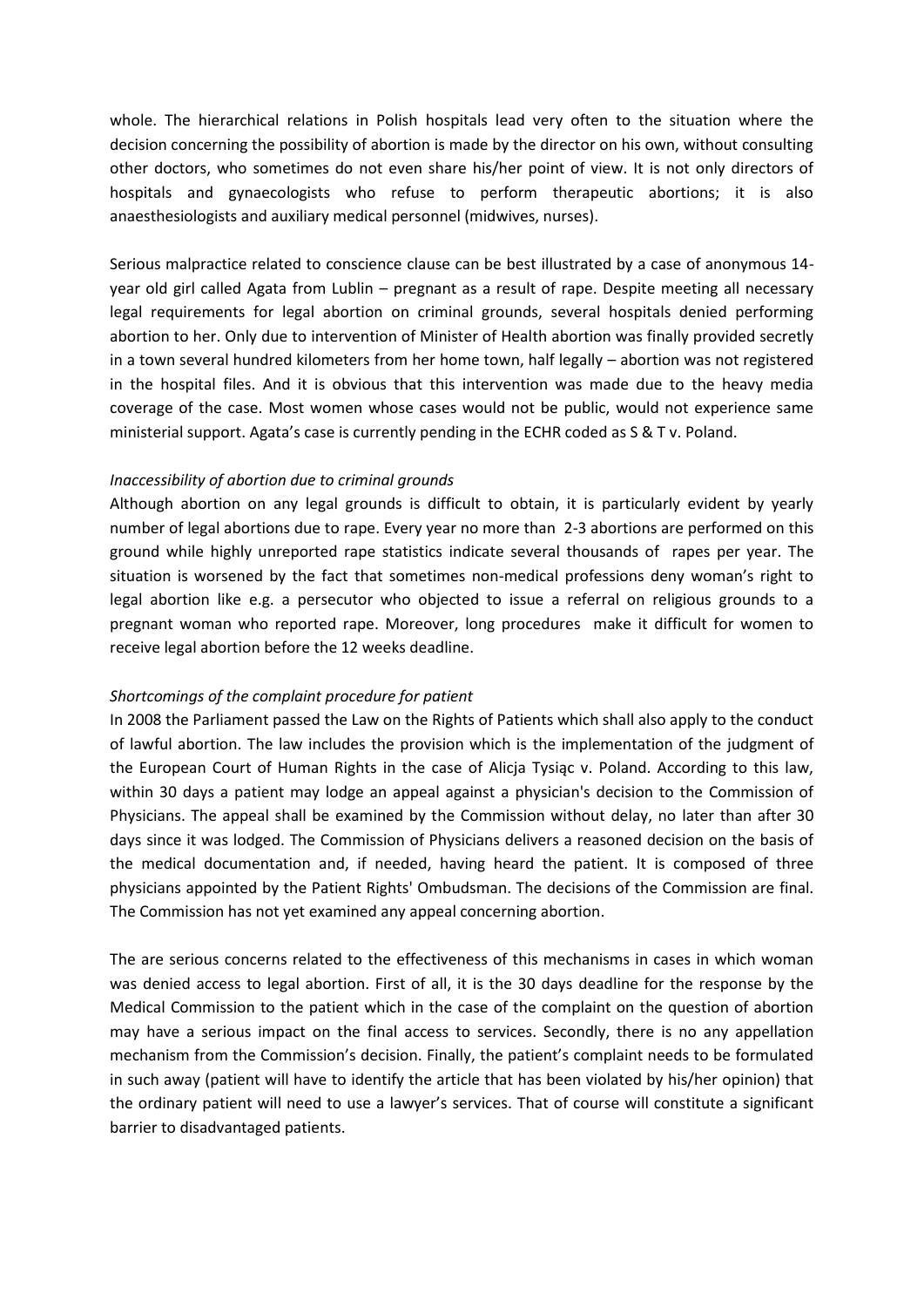whole. The hierarchical relations in Polish hospitals lead very often to the situation where the decision concerning the possibility of abortion is made by the director on his own, without consulting other doctors, who sometimes do not even share his/her point of view. It is not only directors of hospitals and gynaecologists who refuse to perform therapeutic abortions; it is also anaesthesiologists and auxiliary medical personnel (midwives, nurses).

Serious malpractice related to conscience clause can be best illustrated by a case of anonymous 14-year old girl called Agata from Lublin – pregnant as a result of rape. Despite meeting all necessary legal requirements for legal abortion on criminal grounds, several hospitals denied performing abortion to her. Only due to intervention of Minister of Health abortion was finally provided secretly in a town several hundred kilometers from her home town, half legally – abortion was not registered in the hospital files. And it is obvious that this intervention was made due to the heavy media coverage of the case. Most women whose cases would not be public, would not experience same ministerial support. Agata's case is currently pending in the ECHR coded as S & T v. Poland.

*Inaccessibility of abortion due to criminal grounds*

Although abortion on any legal grounds is difficult to obtain, it is particularly evident by yearly number of legal abortions due to rape. Every year no more than 2-3 abortions are performed on this ground while highly unreported rape statistics indicate several thousands of rapes per year. The situation is worsened by the fact that sometimes non-medical professions deny woman's right to legal abortion like e.g. a persecutor who objected to issue a referral on religious grounds to a pregnant woman who reported rape. Moreover, long procedures make it difficult for women to receive legal abortion before the 12 weeks deadline.

*Shortcomings of the complaint procedure for patient*

In 2008 the Parliament passed the Law on the Rights of Patients which shall also apply to the conduct of lawful abortion. The law includes the provision which is the implementation of the judgment of the European Court of Human Rights in the case of Alicja Tysiąc v. Poland. According to this law, within 30 days a patient may lodge an appeal against a physician's decision to the Commission of Physicians. The appeal shall be examined by the Commission without delay, no later than after 30 days since it was lodged. The Commission of Physicians delivers a reasoned decision on the basis of the medical documentation and, if needed, having heard the patient. It is composed of three physicians appointed by the Patient Rights' Ombudsman. The decisions of the Commission are final. The Commission has not yet examined any appeal concerning abortion.

The are serious concerns related to the effectiveness of this mechanisms in cases in which woman was denied access to legal abortion. First of all, it is the 30 days deadline for the response by the Medical Commission to the patient which in the case of the complaint on the question of abortion may have a serious impact on the final access to services. Secondly, there is no any appellation mechanism from the Commission's decision. Finally, the patient's complaint needs to be formulated in such away (patient will have to identify the article that has been violated by his/her opinion) that the ordinary patient will need to use a lawyer's services. That of course will constitute a significant barrier to disadvantaged patients.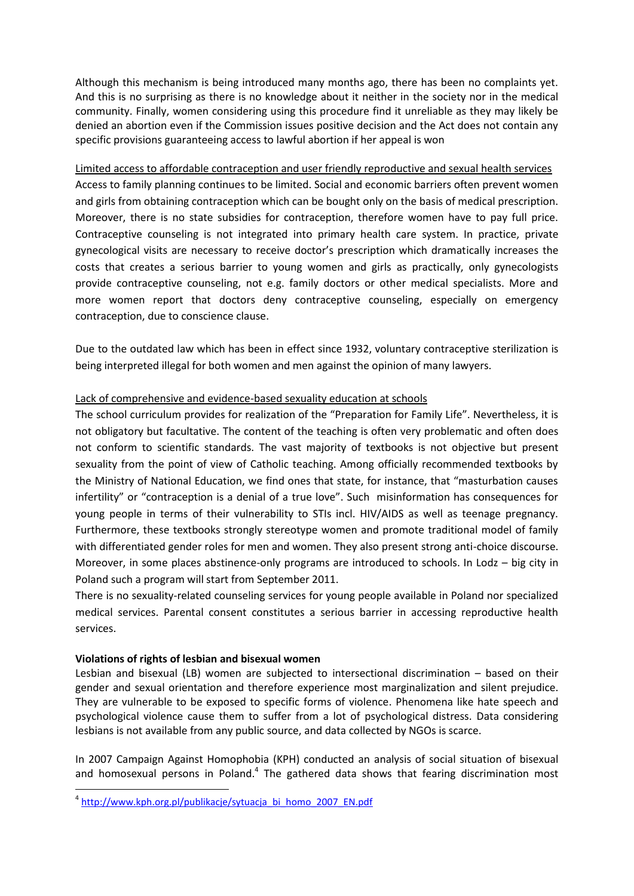Although this mechanism is being introduced many months ago, there has been no complaints yet. And this is no surprising as there is no knowledge about it neither in the society nor in the medical community. Finally, women considering using this procedure find it unreliable as they may likely be denied an abortion even if the Commission issues positive decision and the Act does not contain any specific provisions guaranteeing access to lawful abortion if her appeal is won

<u>Limited access to affordable contraception and user friendly reproductive and sexual health services</u>

Access to family planning continues to be limited. Social and economic barriers often prevent women and girls from obtaining contraception which can be bought only on the basis of medical prescription. Moreover, there is no state subsidies for contraception, therefore women have to pay full price. Contraceptive counseling is not integrated into primary health care system. In practice, private gynecological visits are necessary to receive doctor's prescription which dramatically increases the costs that creates a serious barrier to young women and girls as practically, only gynecologists provide contraceptive counseling, not e.g. family doctors or other medical specialists. More and more women report that doctors deny contraceptive counseling, especially on emergency contraception, due to conscience clause.

Due to the outdated law which has been in effect since 1932, voluntary contraceptive sterilization is being interpreted illegal for both women and men against the opinion of many lawyers.

<u>Lack of comprehensive and evidence-based sexuality education at schools</u>

The school curriculum provides for realization of the "Preparation for Family Life". Nevertheless, it is not obligatory but facultative. The content of the teaching is often very problematic and often does not conform to scientific standards. The vast majority of textbooks is not objective but present sexuality from the point of view of Catholic teaching. Among officially recommended textbooks by the Ministry of National Education, we find ones that state, for instance, that "masturbation causes infertility" or "contraception is a denial of a true love". Such misinformation has consequences for young people in terms of their vulnerability to STIs incl. HIV/AIDS as well as teenage pregnancy. Furthermore, these textbooks strongly stereotype women and promote traditional model of family with differentiated gender roles for men and women. They also present strong anti-choice discourse. Moreover, in some places abstinence-only programs are introduced to schools. In Lodz – big city in Poland such a program will start from September 2011.

There is no sexuality-related counseling services for young people available in Poland nor specialized medical services. Parental consent constitutes a serious barrier in accessing reproductive health services.

**Violations of rights of lesbian and bisexual women**

Lesbian and bisexual (LB) women are subjected to intersectional discrimination – based on their gender and sexual orientation and therefore experience most marginalization and silent prejudice. They are vulnerable to be exposed to specific forms of violence. Phenomena like hate speech and psychological violence cause them to suffer from a lot of psychological distress. Data considering lesbians is not available from any public source, and data collected by NGOs is scarce.

In 2007 Campaign Against Homophobia (KPH) conducted an analysis of social situation of bisexual and homosexual persons in Poland.[4] The gathered data shows that fearing discrimination most

[4] http://www.kph.org.pl/publikacje/sytuacja_bi_homo_2007_EN.pdf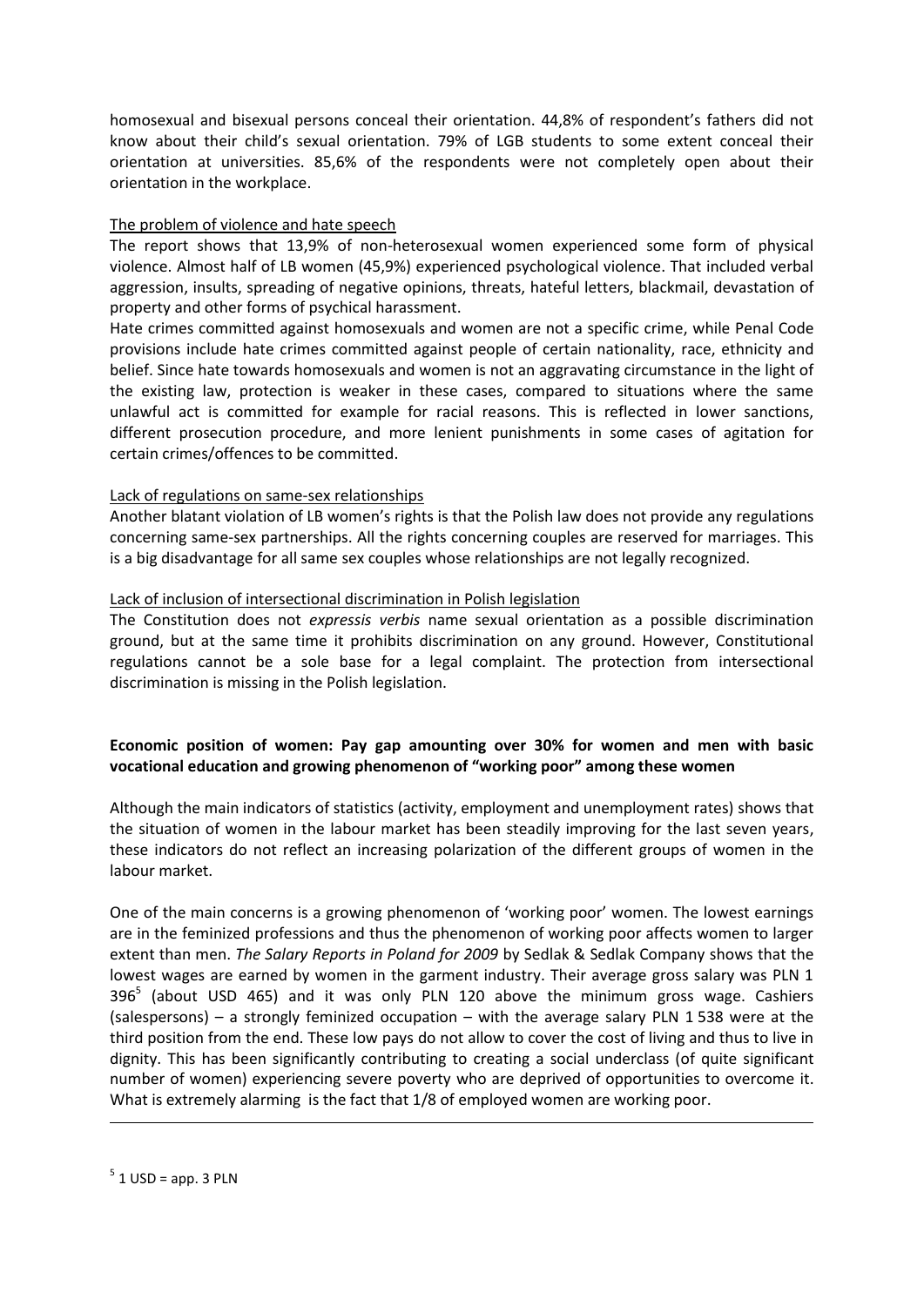homosexual and bisexual persons conceal their orientation. 44,8% of respondent's fathers did not know about their child's sexual orientation. 79% of LGB students to some extent conceal their orientation at universities. 85,6% of the respondents were not completely open about their orientation in the workplace.

The problem of violence and hate speech

The report shows that 13,9% of non-heterosexual women experienced some form of physical violence. Almost half of LB women (45,9%) experienced psychological violence. That included verbal aggression, insults, spreading of negative opinions, threats, hateful letters, blackmail, devastation of property and other forms of psychical harassment.

Hate crimes committed against homosexuals and women are not a specific crime, while Penal Code provisions include hate crimes committed against people of certain nationality, race, ethnicity and belief. Since hate towards homosexuals and women is not an aggravating circumstance in the light of the existing law, protection is weaker in these cases, compared to situations where the same unlawful act is committed for example for racial reasons. This is reflected in lower sanctions, different prosecution procedure, and more lenient punishments in some cases of agitation for certain crimes/offences to be committed.

Lack of regulations on same-sex relationships

Another blatant violation of LB women's rights is that the Polish law does not provide any regulations concerning same-sex partnerships. All the rights concerning couples are reserved for marriages. This is a big disadvantage for all same sex couples whose relationships are not legally recognized.

Lack of inclusion of intersectional discrimination in Polish legislation

The Constitution does not *expressis verbis* name sexual orientation as a possible discrimination ground, but at the same time it prohibits discrimination on any ground. However, Constitutional regulations cannot be a sole base for a legal complaint. The protection from intersectional discrimination is missing in the Polish legislation.

**Economic position of women: Pay gap amounting over 30% for women and men with basic vocational education and growing phenomenon of "working poor" among these women**

Although the main indicators of statistics (activity, employment and unemployment rates) shows that the situation of women in the labour market has been steadily improving for the last seven years, these indicators do not reflect an increasing polarization of the different groups of women in the labour market.

One of the main concerns is a growing phenomenon of 'working poor' women. The lowest earnings are in the feminized professions and thus the phenomenon of working poor affects women to larger extent than men. *The Salary Reports in Poland for 2009* by Sedlak & Sedlak Company shows that the lowest wages are earned by women in the garment industry. Their average gross salary was PLN 1 396[5] (about USD 465) and it was only PLN 120 above the minimum gross wage. Cashiers (salespersons) – a strongly feminized occupation – with the average salary PLN 1 538 were at the third position from the end. These low pays do not allow to cover the cost of living and thus to live in dignity. This has been significantly contributing to creating a social underclass (of quite significant number of women) experiencing severe poverty who are deprived of opportunities to overcome it. What is extremely alarming is the fact that 1/8 of employed women are working poor.

---

[5] 1 USD = app. 3 PLN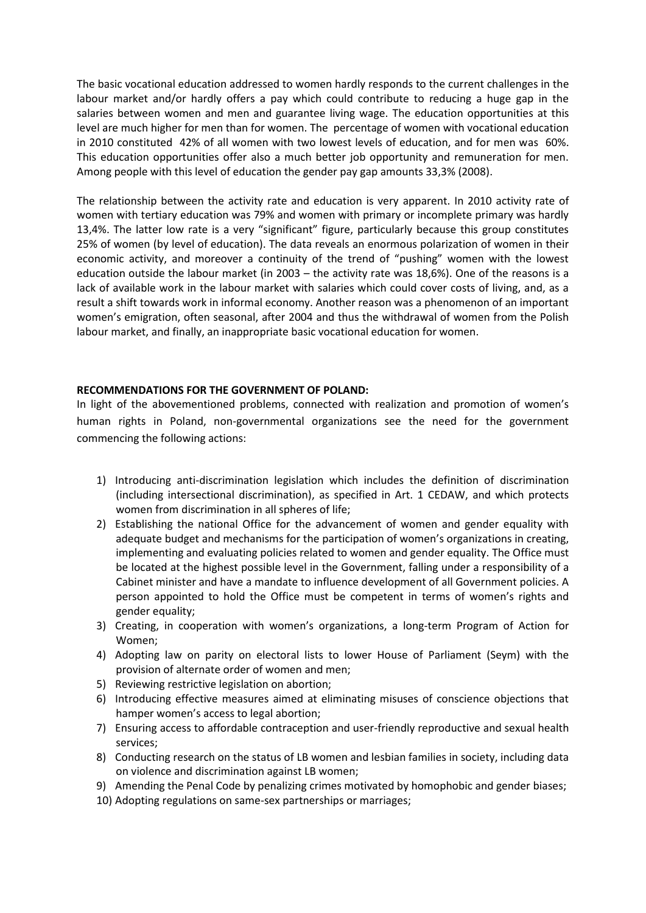The basic vocational education addressed to women hardly responds to the current challenges in the labour market and/or hardly offers a pay which could contribute to reducing a huge gap in the salaries between women and men and guarantee living wage. The education opportunities at this level are much higher for men than for women. The percentage of women with vocational education in 2010 constituted 42% of all women with two lowest levels of education, and for men was 60%. This education opportunities offer also a much better job opportunity and remuneration for men. Among people with this level of education the gender pay gap amounts 33,3% (2008).

The relationship between the activity rate and education is very apparent. In 2010 activity rate of women with tertiary education was 79% and women with primary or incomplete primary was hardly 13,4%. The latter low rate is a very "significant" figure, particularly because this group constitutes 25% of women (by level of education). The data reveals an enormous polarization of women in their economic activity, and moreover a continuity of the trend of "pushing" women with the lowest education outside the labour market (in 2003 – the activity rate was 18,6%). One of the reasons is a lack of available work in the labour market with salaries which could cover costs of living, and, as a result a shift towards work in informal economy. Another reason was a phenomenon of an important women's emigration, often seasonal, after 2004 and thus the withdrawal of women from the Polish labour market, and finally, an inappropriate basic vocational education for women.

**RECOMMENDATIONS FOR THE GOVERNMENT OF POLAND:**

In light of the abovementioned problems, connected with realization and promotion of women's human rights in Poland, non-governmental organizations see the need for the government commencing the following actions:

1) Introducing anti-discrimination legislation which includes the definition of discrimination (including intersectional discrimination), as specified in Art. 1 CEDAW, and which protects women from discrimination in all spheres of life;
2) Establishing the national Office for the advancement of women and gender equality with adequate budget and mechanisms for the participation of women's organizations in creating, implementing and evaluating policies related to women and gender equality. The Office must be located at the highest possible level in the Government, falling under a responsibility of a Cabinet minister and have a mandate to influence development of all Government policies. A person appointed to hold the Office must be competent in terms of women's rights and gender equality;
3) Creating, in cooperation with women's organizations, a long-term Program of Action for Women;
4) Adopting law on parity on electoral lists to lower House of Parliament (Seym) with the provision of alternate order of women and men;
5) Reviewing restrictive legislation on abortion;
6) Introducing effective measures aimed at eliminating misuses of conscience objections that hamper women's access to legal abortion;
7) Ensuring access to affordable contraception and user-friendly reproductive and sexual health services;
8) Conducting research on the status of LB women and lesbian families in society, including data on violence and discrimination against LB women;
9) Amending the Penal Code by penalizing crimes motivated by homophobic and gender biases;
10) Adopting regulations on same-sex partnerships or marriages;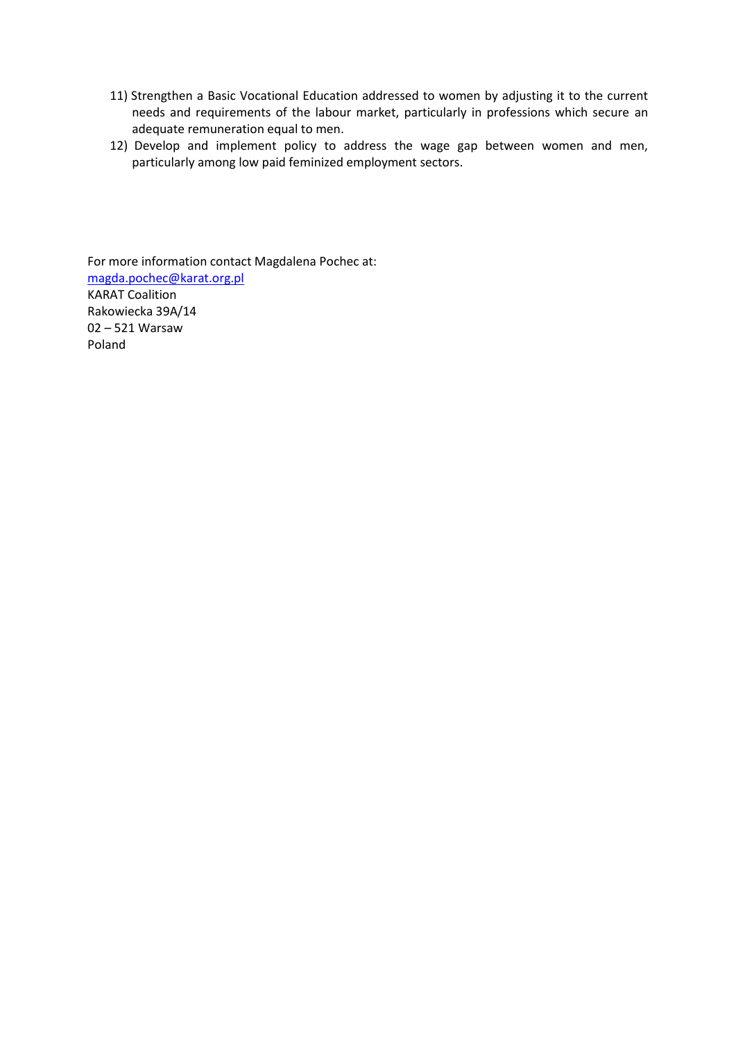11) Strengthen a Basic Vocational Education addressed to women by adjusting it to the current needs and requirements of the labour market, particularly in professions which secure an adequate remuneration equal to men.
12) Develop and implement policy to address the wage gap between women and men, particularly among low paid feminized employment sectors.

For more information contact Magdalena Pochec at:
magda.pochec@karat.org.pl
KARAT Coalition
Rakowiecka 39A/14
02 – 521 Warsaw
Poland